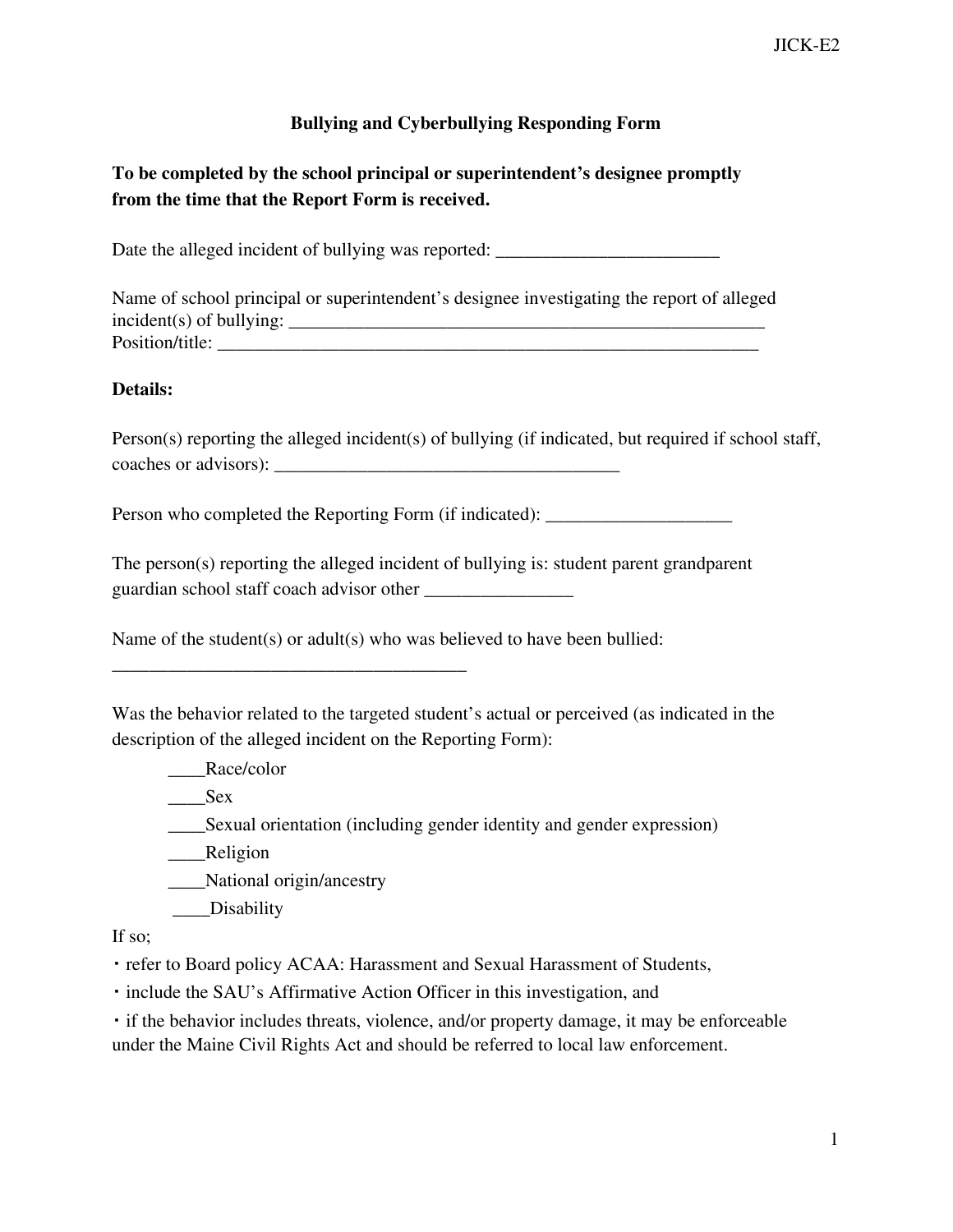# Bullying and Cyberbullying Responding Form

**To be completed by the school principal or superintendent's designee promptly from the time that the Report Form is received.**

Date the alleged incident of bullying was reported: ________________________

Name of school principal or superintendent's designee investigating the report of alleged incident(s) of bullying: _____________________________________________________
Position/title: ___________________________________________________________

**Details:**

Person(s) reporting the alleged incident(s) of bullying (if indicated, but required if school staff, coaches or advisors): _____________________________________

Person who completed the Reporting Form (if indicated): ____________________

The person(s) reporting the alleged incident of bullying is: student parent grandparent guardian school staff coach advisor other ________________

Name of the student(s) or adult(s) who was believed to have been bullied:
_______________________________________

Was the behavior related to the targeted student's actual or perceived (as indicated in the description of the alleged incident on the Reporting Form):

____Race/color

____Sex

____Sexual orientation (including gender identity and gender expression)

____Religion

____National origin/ancestry

____Disability

If so;

- refer to Board policy ACAA: Harassment and Sexual Harassment of Students,
- include the SAU's Affirmative Action Officer in this investigation, and
- if the behavior includes threats, violence, and/or property damage, it may be enforceable under the Maine Civil Rights Act and should be referred to local law enforcement.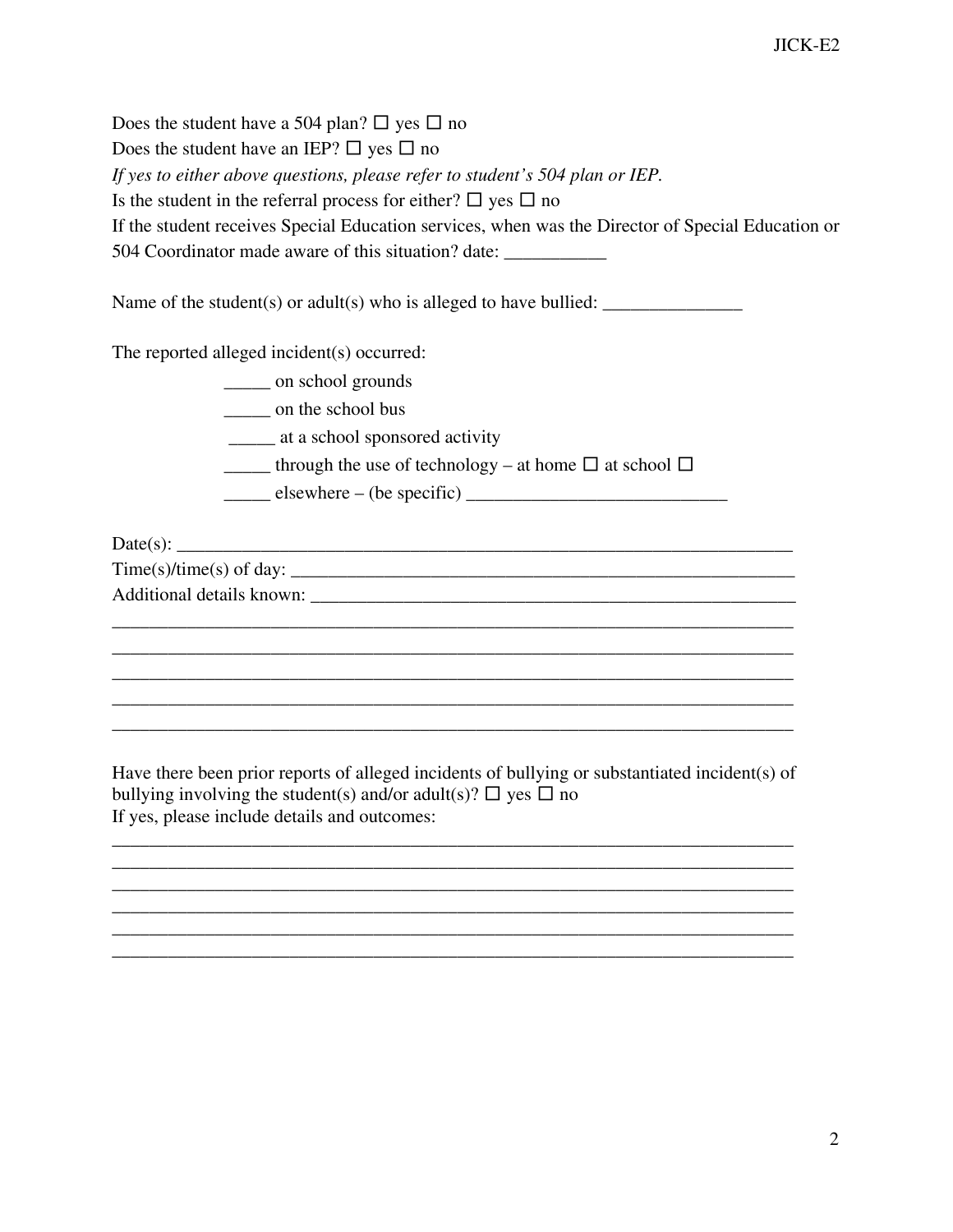Does the student have a 504 plan? ☐ yes ☐ no

Does the student have an IEP? ☐ yes ☐ no

*If yes to either above questions, please refer to student's 504 plan or IEP.*

Is the student in the referral process for either? ☐ yes ☐ no

If the student receives Special Education services, when was the Director of Special Education or 504 Coordinator made aware of this situation? date: ___________

Name of the student(s) or adult(s) who is alleged to have bullied: _______________

The reported alleged incident(s) occurred:

_____ on school grounds

_____ on the school bus

_____ at a school sponsored activity

_____ through the use of technology – at home ☐ at school ☐

_____ elsewhere – (be specific) ____________________________

Date(s): ___________________________________________________________________

Time(s)/time(s) of day: _______________________________________________________

Additional details known: _____________________________________________________

___________________________________________________________________________

___________________________________________________________________________

___________________________________________________________________________

___________________________________________________________________________

___________________________________________________________________________

Have there been prior reports of alleged incidents of bullying or substantiated incident(s) of bullying involving the student(s) and/or adult(s)? ☐ yes ☐ no

If yes, please include details and outcomes:

___________________________________________________________________________

___________________________________________________________________________

___________________________________________________________________________

___________________________________________________________________________

___________________________________________________________________________

___________________________________________________________________________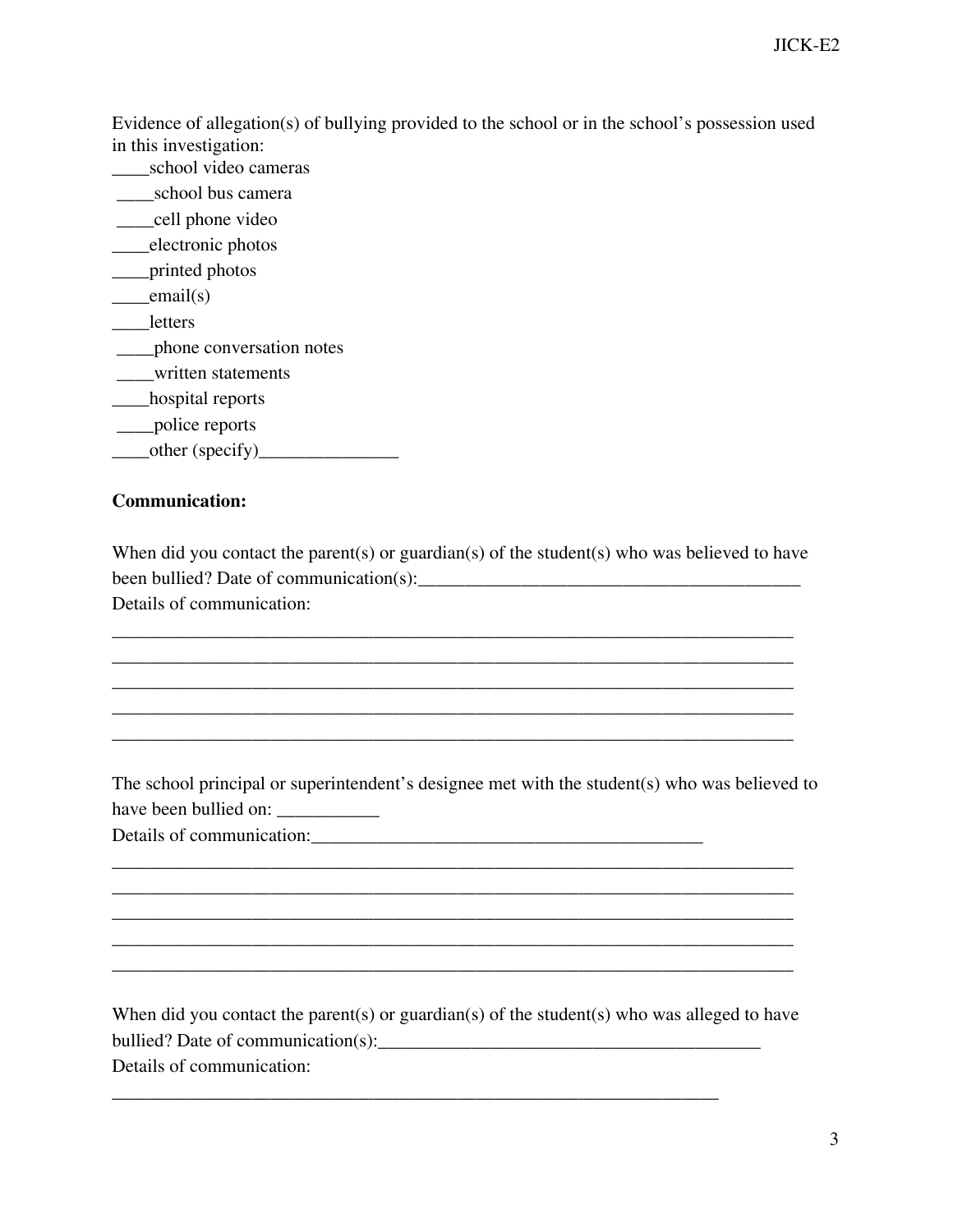Evidence of allegation(s) of bullying provided to the school or in the school's possession used in this investigation:

____school video cameras
____school bus camera
____cell phone video
____electronic photos
____printed photos
____email(s)
____letters
____phone conversation notes
____written statements
____hospital reports
____police reports
____other (specify)_______________

**Communication:**

When did you contact the parent(s) or guardian(s) of the student(s) who was believed to have been bullied? Date of communication(s):_________________________________________

Details of communication:

_____________________________________________________________________________
_____________________________________________________________________________
_____________________________________________________________________________
_____________________________________________________________________________
_____________________________________________________________________________

The school principal or superintendent's designee met with the student(s) who was believed to have been bullied on: ___________

Details of communication:___________________________________________

_____________________________________________________________________________
_____________________________________________________________________________
_____________________________________________________________________________
_____________________________________________________________________________
_____________________________________________________________________________

When did you contact the parent(s) or guardian(s) of the student(s) who was alleged to have bullied? Date of communication(s):_________________________________________

Details of communication:

____________________________________________________________________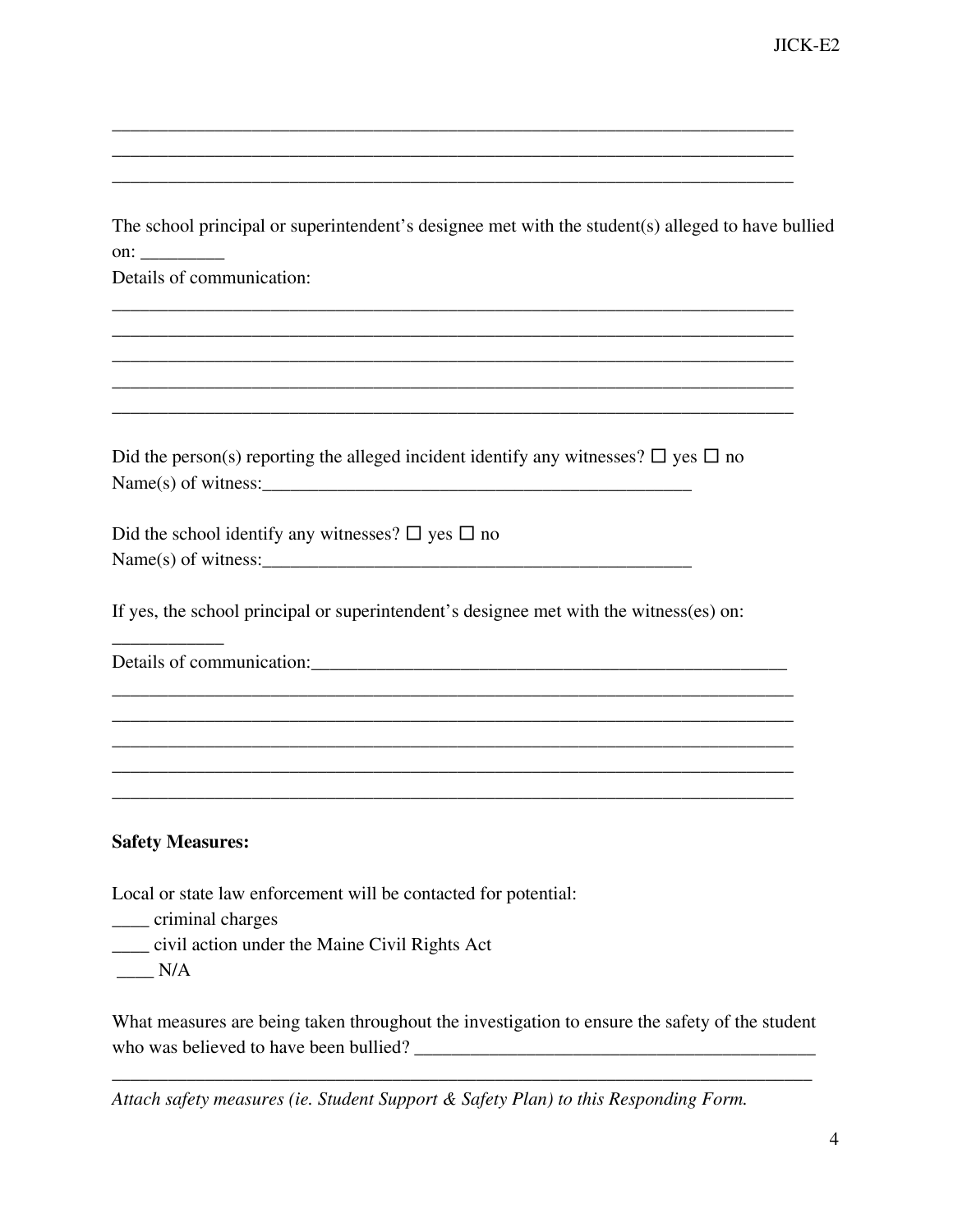\_\_\_\_\_\_\_\_\_\_\_\_\_\_\_\_\_\_\_\_\_\_\_\_\_\_\_\_\_\_\_\_\_\_\_\_\_\_\_\_\_\_\_\_\_\_\_\_\_\_\_\_\_\_\_\_\_\_\_\_\_\_\_\_\_\_\_\_\_\_\_\_\_\_
\_\_\_\_\_\_\_\_\_\_\_\_\_\_\_\_\_\_\_\_\_\_\_\_\_\_\_\_\_\_\_\_\_\_\_\_\_\_\_\_\_\_\_\_\_\_\_\_\_\_\_\_\_\_\_\_\_\_\_\_\_\_\_\_\_\_\_\_\_\_\_\_\_\_
\_\_\_\_\_\_\_\_\_\_\_\_\_\_\_\_\_\_\_\_\_\_\_\_\_\_\_\_\_\_\_\_\_\_\_\_\_\_\_\_\_\_\_\_\_\_\_\_\_\_\_\_\_\_\_\_\_\_\_\_\_\_\_\_\_\_\_\_\_\_\_\_\_\_

The school principal or superintendent's designee met with the student(s) alleged to have bullied on: \_\_\_\_\_\_\_\_\_

Details of communication:

\_\_\_\_\_\_\_\_\_\_\_\_\_\_\_\_\_\_\_\_\_\_\_\_\_\_\_\_\_\_\_\_\_\_\_\_\_\_\_\_\_\_\_\_\_\_\_\_\_\_\_\_\_\_\_\_\_\_\_\_\_\_\_\_\_\_\_\_\_\_\_\_\_\_
\_\_\_\_\_\_\_\_\_\_\_\_\_\_\_\_\_\_\_\_\_\_\_\_\_\_\_\_\_\_\_\_\_\_\_\_\_\_\_\_\_\_\_\_\_\_\_\_\_\_\_\_\_\_\_\_\_\_\_\_\_\_\_\_\_\_\_\_\_\_\_\_\_\_
\_\_\_\_\_\_\_\_\_\_\_\_\_\_\_\_\_\_\_\_\_\_\_\_\_\_\_\_\_\_\_\_\_\_\_\_\_\_\_\_\_\_\_\_\_\_\_\_\_\_\_\_\_\_\_\_\_\_\_\_\_\_\_\_\_\_\_\_\_\_\_\_\_\_
\_\_\_\_\_\_\_\_\_\_\_\_\_\_\_\_\_\_\_\_\_\_\_\_\_\_\_\_\_\_\_\_\_\_\_\_\_\_\_\_\_\_\_\_\_\_\_\_\_\_\_\_\_\_\_\_\_\_\_\_\_\_\_\_\_\_\_\_\_\_\_\_\_\_
\_\_\_\_\_\_\_\_\_\_\_\_\_\_\_\_\_\_\_\_\_\_\_\_\_\_\_\_\_\_\_\_\_\_\_\_\_\_\_\_\_\_\_\_\_\_\_\_\_\_\_\_\_\_\_\_\_\_\_\_\_\_\_\_\_\_\_\_\_\_\_\_\_\_

Did the person(s) reporting the alleged incident identify any witnesses? ☐ yes ☐ no
Name(s) of witness:\_\_\_\_\_\_\_\_\_\_\_\_\_\_\_\_\_\_\_\_\_\_\_\_\_\_\_\_\_\_\_\_\_\_\_\_\_\_\_\_\_\_\_\_\_\_\_

Did the school identify any witnesses? ☐ yes ☐ no
Name(s) of witness:\_\_\_\_\_\_\_\_\_\_\_\_\_\_\_\_\_\_\_\_\_\_\_\_\_\_\_\_\_\_\_\_\_\_\_\_\_\_\_\_\_\_\_\_\_\_\_

If yes, the school principal or superintendent's designee met with the witness(es) on: \_\_\_\_\_\_\_\_\_\_\_\_

Details of communication:\_\_\_\_\_\_\_\_\_\_\_\_\_\_\_\_\_\_\_\_\_\_\_\_\_\_\_\_\_\_\_\_\_\_\_\_\_\_\_\_\_\_\_\_\_\_\_\_\_\_\_
\_\_\_\_\_\_\_\_\_\_\_\_\_\_\_\_\_\_\_\_\_\_\_\_\_\_\_\_\_\_\_\_\_\_\_\_\_\_\_\_\_\_\_\_\_\_\_\_\_\_\_\_\_\_\_\_\_\_\_\_\_\_\_\_\_\_\_\_\_\_\_\_\_\_
\_\_\_\_\_\_\_\_\_\_\_\_\_\_\_\_\_\_\_\_\_\_\_\_\_\_\_\_\_\_\_\_\_\_\_\_\_\_\_\_\_\_\_\_\_\_\_\_\_\_\_\_\_\_\_\_\_\_\_\_\_\_\_\_\_\_\_\_\_\_\_\_\_\_
\_\_\_\_\_\_\_\_\_\_\_\_\_\_\_\_\_\_\_\_\_\_\_\_\_\_\_\_\_\_\_\_\_\_\_\_\_\_\_\_\_\_\_\_\_\_\_\_\_\_\_\_\_\_\_\_\_\_\_\_\_\_\_\_\_\_\_\_\_\_\_\_\_\_
\_\_\_\_\_\_\_\_\_\_\_\_\_\_\_\_\_\_\_\_\_\_\_\_\_\_\_\_\_\_\_\_\_\_\_\_\_\_\_\_\_\_\_\_\_\_\_\_\_\_\_\_\_\_\_\_\_\_\_\_\_\_\_\_\_\_\_\_\_\_\_\_\_\_
\_\_\_\_\_\_\_\_\_\_\_\_\_\_\_\_\_\_\_\_\_\_\_\_\_\_\_\_\_\_\_\_\_\_\_\_\_\_\_\_\_\_\_\_\_\_\_\_\_\_\_\_\_\_\_\_\_\_\_\_\_\_\_\_\_\_\_\_\_\_\_\_\_\_

**Safety Measures:**

Local or state law enforcement will be contacted for potential:
\_\_\_\_ criminal charges
\_\_\_\_ civil action under the Maine Civil Rights Act
\_\_\_\_ N/A

What measures are being taken throughout the investigation to ensure the safety of the student who was believed to have been bullied? \_\_\_\_\_\_\_\_\_\_\_\_\_\_\_\_\_\_\_\_\_\_\_\_\_\_\_\_\_\_\_\_\_\_\_\_\_\_\_\_\_\_
\_\_\_\_\_\_\_\_\_\_\_\_\_\_\_\_\_\_\_\_\_\_\_\_\_\_\_\_\_\_\_\_\_\_\_\_\_\_\_\_\_\_\_\_\_\_\_\_\_\_\_\_\_\_\_\_\_\_\_\_\_\_\_\_\_\_\_\_\_\_\_\_\_\_

*Attach safety measures (ie. Student Support & Safety Plan) to this Responding Form.*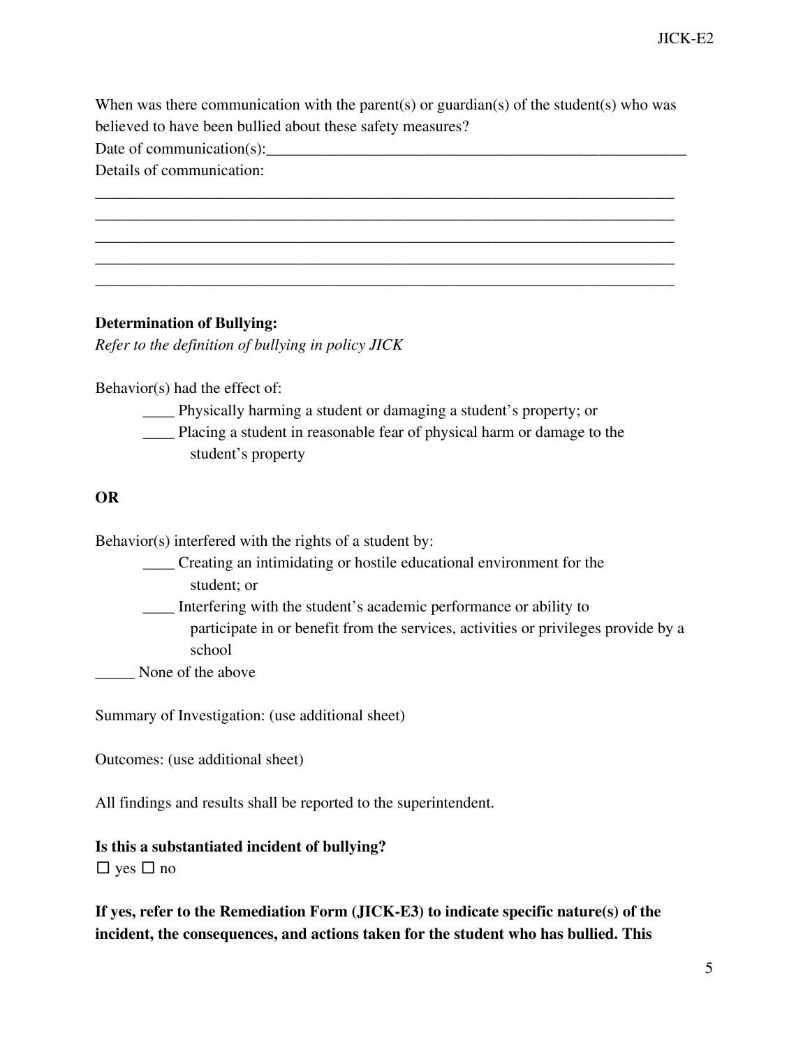When was there communication with the parent(s) or guardian(s) of the student(s) who was believed to have been bullied about these safety measures?

Date of communication(s):_______________________________________________________

Details of communication:

___________________________________________________________________________
___________________________________________________________________________
___________________________________________________________________________
___________________________________________________________________________
___________________________________________________________________________

**Determination of Bullying:**

*Refer to the definition of bullying in policy JICK*

Behavior(s) had the effect of:

____ Physically harming a student or damaging a student's property; or

____ Placing a student in reasonable fear of physical harm or damage to the student's property

**OR**

Behavior(s) interfered with the rights of a student by:

____ Creating an intimidating or hostile educational environment for the student; or

____ Interfering with the student's academic performance or ability to participate in or benefit from the services, activities or privileges provide by a school

_____ None of the above

Summary of Investigation: (use additional sheet)

Outcomes: (use additional sheet)

All findings and results shall be reported to the superintendent.

**Is this a substantiated incident of bullying?**

☐ yes ☐ no

**If yes, refer to the Remediation Form (JICK-E3) to indicate specific nature(s) of the incident, the consequences, and actions taken for the student who has bullied. This**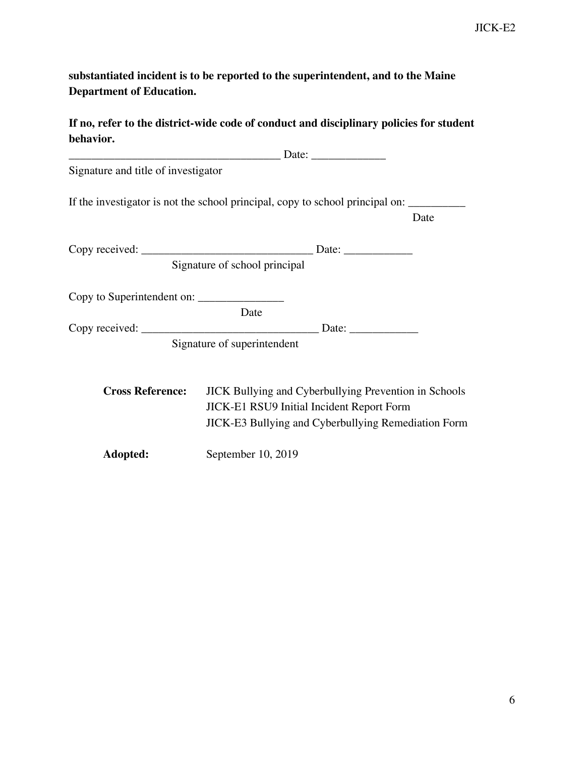**substantiated incident is to be reported to the superintendent, and to the Maine Department of Education.**

**If no, refer to the district-wide code of conduct and disciplinary policies for student behavior.**

_____________________________________ Date: _____________
Signature and title of investigator

If the investigator is not the school principal, copy to school principal on: __________
Date

Copy received: ______________________________ Date: ____________
Signature of school principal

Copy to Superintendent on: _______________
Date

Copy received: _______________________________ Date: ____________
Signature of superintendent

**Cross Reference:** JICK Bullying and Cyberbullying Prevention in Schools
JICK-E1 RSU9 Initial Incident Report Form
JICK-E3 Bullying and Cyberbullying Remediation Form

**Adopted:** September 10, 2019